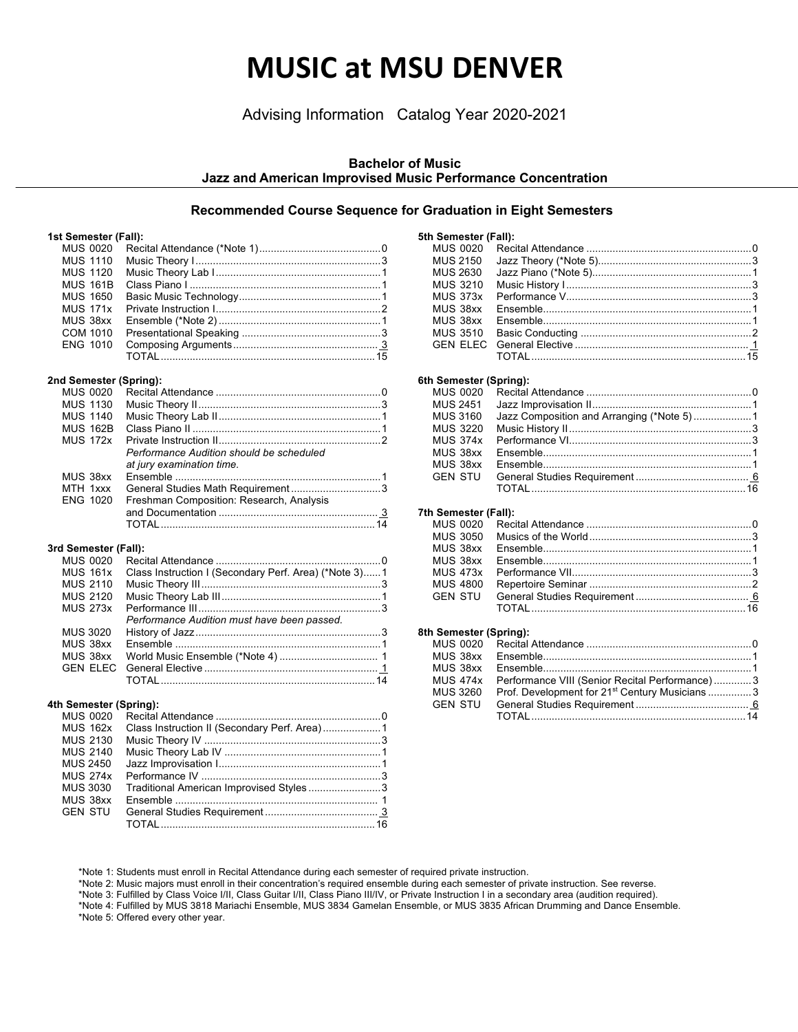# MUSIC at MSU DENVER

Advising Information   Catalog Year 2020-2021

### Bachelor of Music
### Jazz and American Improvised Music Performance Concentration

## Recommended Course Sequence for Graduation in Eight Semesters

**1st Semester (Fall):**

| Course | Title | Credits |
|---|---|---|
| MUS 0020 | Recital Attendance (*Note 1) | 0 |
| MUS 1110 | Music Theory I | 3 |
| MUS 1120 | Music Theory Lab I | 1 |
| MUS 161B | Class Piano I | 1 |
| MUS 1650 | Basic Music Technology | 1 |
| MUS 171x | Private Instruction I | 2 |
| MUS 38xx | Ensemble (*Note 2) | 1 |
| COM 1010 | Presentational Speaking | 3 |
| ENG 1010 | Composing Arguments | 3 |
| | TOTAL | 15 |

**2nd Semester (Spring):**

| Course | Title | Credits |
|---|---|---|
| MUS 0020 | Recital Attendance | 0 |
| MUS 1130 | Music Theory II | 3 |
| MUS 1140 | Music Theory Lab II | 1 |
| MUS 162B | Class Piano II | 1 |
| MUS 172x | Private Instruction II | 2 |
| | *Performance Audition should be scheduled at jury examination time.* | |
| MUS 38xx | Ensemble | 1 |
| MTH 1xxx | General Studies Math Requirement | 3 |
| ENG 1020 | Freshman Composition: Research, Analysis and Documentation | 3 |
| | TOTAL | 14 |

**3rd Semester (Fall):**

| Course | Title | Credits |
|---|---|---|
| MUS 0020 | Recital Attendance | 0 |
| MUS 161x | Class Instruction I (Secondary Perf. Area) (*Note 3) | 1 |
| MUS 2110 | Music Theory III | 3 |
| MUS 2120 | Music Theory Lab III | 1 |
| MUS 273x | Performance III | 3 |
| | *Performance Audition must have been passed.* | |
| MUS 3020 | History of Jazz | 3 |
| MUS 38xx | Ensemble | 1 |
| MUS 38xx | World Music Ensemble (*Note 4) | 1 |
| GEN ELEC | General Elective | 1 |
| | TOTAL | 14 |

**4th Semester (Spring):**

| Course | Title | Credits |
|---|---|---|
| MUS 0020 | Recital Attendance | 0 |
| MUS 162x | Class Instruction II (Secondary Perf. Area) | 1 |
| MUS 2130 | Music Theory IV | 3 |
| MUS 2140 | Music Theory Lab IV | 1 |
| MUS 2450 | Jazz Improvisation I | 1 |
| MUS 274x | Performance IV | 3 |
| MUS 3030 | Traditional American Improvised Styles | 3 |
| MUS 38xx | Ensemble | 1 |
| GEN STU | General Studies Requirement | 3 |
| | TOTAL | 16 |

**5th Semester (Fall):**

| Course | Title | Credits |
|---|---|---|
| MUS 0020 | Recital Attendance | 0 |
| MUS 2150 | Jazz Theory (*Note 5) | 3 |
| MUS 2630 | Jazz Piano (*Note 5) | 1 |
| MUS 3210 | Music History I | 3 |
| MUS 373x | Performance V | 3 |
| MUS 38xx | Ensemble | 1 |
| MUS 38xx | Ensemble | 1 |
| MUS 3510 | Basic Conducting | 2 |
| GEN ELEC | General Elective | 1 |
| | TOTAL | 15 |

**6th Semester (Spring):**

| Course | Title | Credits |
|---|---|---|
| MUS 0020 | Recital Attendance | 0 |
| MUS 2451 | Jazz Improvisation II | 1 |
| MUS 3160 | Jazz Composition and Arranging (*Note 5) | 1 |
| MUS 3220 | Music History II | 3 |
| MUS 374x | Performance VI | 3 |
| MUS 38xx | Ensemble | 1 |
| MUS 38xx | Ensemble | 1 |
| GEN STU | General Studies Requirement | 6 |
| | TOTAL | 16 |

**7th Semester (Fall):**

| Course | Title | Credits |
|---|---|---|
| MUS 0020 | Recital Attendance | 0 |
| MUS 3050 | Musics of the World | 3 |
| MUS 38xx | Ensemble | 1 |
| MUS 38xx | Ensemble | 1 |
| MUS 473x | Performance VII | 3 |
| MUS 4800 | Repertoire Seminar | 2 |
| GEN STU | General Studies Requirement | 6 |
| | TOTAL | 16 |

**8th Semester (Spring):**

| Course | Title | Credits |
|---|---|---|
| MUS 0020 | Recital Attendance | 0 |
| MUS 38xx | Ensemble | 1 |
| MUS 38xx | Ensemble | 1 |
| MUS 474x | Performance VIII (Senior Recital Performance) | 3 |
| MUS 3260 | Prof. Development for 21st Century Musicians | 3 |
| GEN STU | General Studies Requirement | 6 |
| | TOTAL | 14 |

*Note 1: Students must enroll in Recital Attendance during each semester of required private instruction.

*Note 2: Music majors must enroll in their concentration's required ensemble during each semester of private instruction. See reverse.

*Note 3: Fulfilled by Class Voice I/II, Class Guitar I/II, Class Piano III/IV, or Private Instruction I in a secondary area (audition required).

*Note 4: Fulfilled by MUS 3818 Mariachi Ensemble, MUS 3834 Gamelan Ensemble, or MUS 3835 African Drumming and Dance Ensemble.

*Note 5: Offered every other year.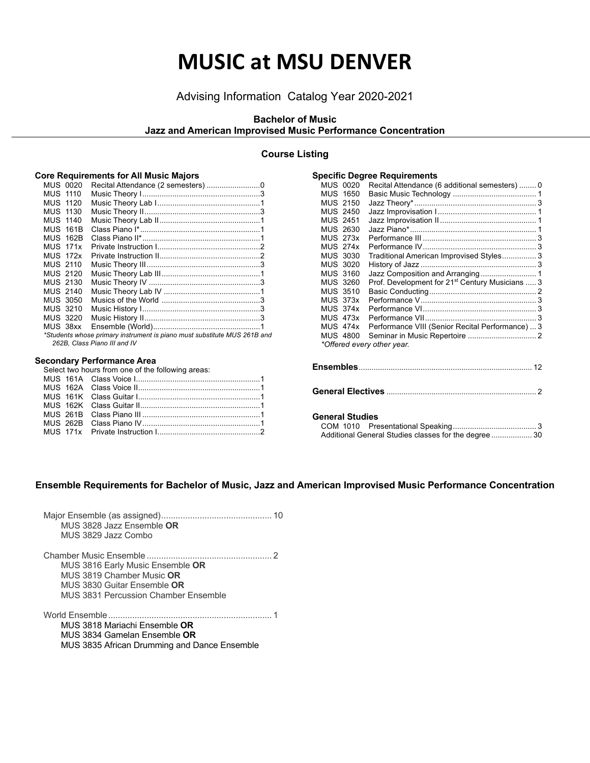# MUSIC at MSU DENVER

Advising Information Catalog Year 2020-2021

**Bachelor of Music**
**Jazz and American Improvised Music Performance Concentration**

## Course Listing

### Core Requirements for All Music Majors

| | | |
|---|---|---|
| MUS 0020 | Recital Attendance (2 semesters) | 0 |
| MUS 1110 | Music Theory I | 3 |
| MUS 1120 | Music Theory Lab I | 1 |
| MUS 1130 | Music Theory II | 3 |
| MUS 1140 | Music Theory Lab II | 1 |
| MUS 161B | Class Piano I* | 1 |
| MUS 162B | Class Piano II* | 1 |
| MUS 171x | Private Instruction I | 2 |
| MUS 172x | Private Instruction II | 2 |
| MUS 2110 | Music Theory III | 3 |
| MUS 2120 | Music Theory Lab III | 1 |
| MUS 2130 | Music Theory IV | 3 |
| MUS 2140 | Music Theory Lab IV | 1 |
| MUS 3050 | Musics of the World | 3 |
| MUS 3210 | Music History I | 3 |
| MUS 3220 | Music History II | 3 |
| MUS 38xx | Ensemble (World) | 1 |

*\*Students whose primary instrument is piano must substitute MUS 261B and 262B, Class Piano III and IV*

### Secondary Performance Area

Select two hours from one of the following areas:

| | | |
|---|---|---|
| MUS 161A | Class Voice I | 1 |
| MUS 162A | Class Voice II | 1 |
| MUS 161K | Class Guitar I | 1 |
| MUS 162K | Class Guitar II | 1 |
| MUS 261B | Class Piano III | 1 |
| MUS 262B | Class Piano IV | 1 |
| MUS 171x | Private Instruction I | 2 |

### Specific Degree Requirements

| | | |
|---|---|---|
| MUS 0020 | Recital Attendance (6 additional semesters) | 0 |
| MUS 1650 | Basic Music Technology | 1 |
| MUS 2150 | Jazz Theory* | 3 |
| MUS 2450 | Jazz Improvisation I | 1 |
| MUS 2451 | Jazz Improvisation II | 1 |
| MUS 2630 | Jazz Piano* | 1 |
| MUS 273x | Performance III | 3 |
| MUS 274x | Performance IV | 3 |
| MUS 3030 | Traditional American Improvised Styles | 3 |
| MUS 3020 | History of Jazz | 3 |
| MUS 3160 | Jazz Composition and Arranging | 1 |
| MUS 3260 | Prof. Development for 21st Century Musicians | 3 |
| MUS 3510 | Basic Conducting | 2 |
| MUS 373x | Performance V | 3 |
| MUS 374x | Performance VI | 3 |
| MUS 473x | Performance VII | 3 |
| MUS 474x | Performance VIII (Senior Recital Performance) | 3 |
| MUS 4800 | Seminar in Music Repertoire | 2 |

*\*Offered every other year.*

**Ensembles** ........ 12

**General Electives** ........ 2

### General Studies

| | | |
|---|---|---|
| COM 1010 | Presentational Speaking | 3 |
| | Additional General Studies classes for the degree | 30 |

### Ensemble Requirements for Bachelor of Music, Jazz and American Improvised Music Performance Concentration

Major Ensemble (as assigned) ........ 10
- MUS 3828 Jazz Ensemble **OR**
- MUS 3829 Jazz Combo

Chamber Music Ensemble ........ 2
- MUS 3816 Early Music Ensemble **OR**
- MUS 3819 Chamber Music **OR**
- MUS 3830 Guitar Ensemble **OR**
- MUS 3831 Percussion Chamber Ensemble

World Ensemble ........ 1
- MUS 3818 Mariachi Ensemble **OR**
- MUS 3834 Gamelan Ensemble **OR**
- MUS 3835 African Drumming and Dance Ensemble